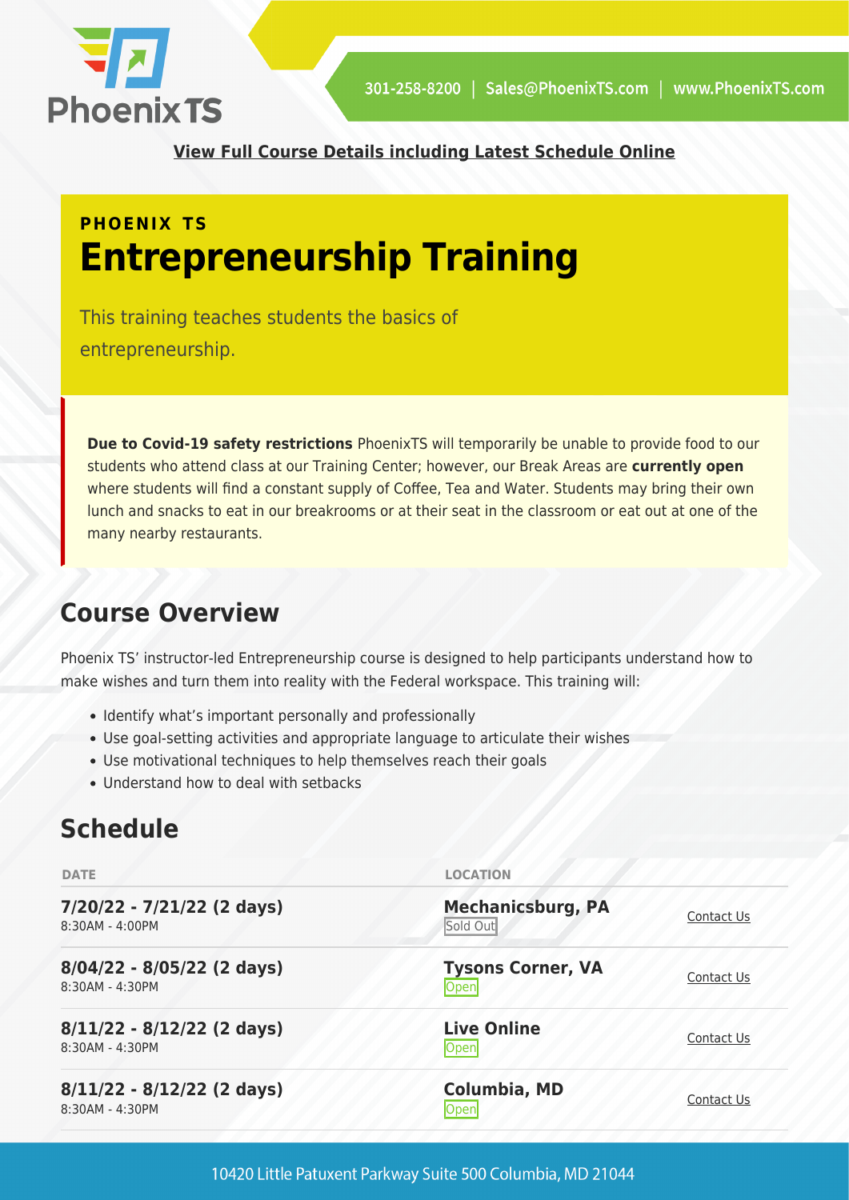301-258-8200 | Sales@PhoenixTS.com | www.PhoenixTS.com

**View Full Course Details including Latest Schedule Online**

**PHOENIX TS**

# Entrepreneurship Training

This training teaches students the basics of entrepreneurship.

**Due to Covid-19 safety restrictions** PhoenixTS will temporarily be unable to provide food to our students who attend class at our Training Center; however, our Break Areas are **currently open** where students will find a constant supply of Coffee, Tea and Water. Students may bring their own lunch and snacks to eat in our breakrooms or at their seat in the classroom or eat out at one of the many nearby restaurants.

## Course Overview

Phoenix TS' instructor-led Entrepreneurship course is designed to help participants understand how to make wishes and turn them into reality with the Federal workspace. This training will:

- Identify what's important personally and professionally
- Use goal-setting activities and appropriate language to articulate their wishes
- Use motivational techniques to help themselves reach their goals
- Understand how to deal with setbacks

## Schedule

| DATE | LOCATION | |
|---|---|---|
| **7/20/22 - 7/21/22 (2 days)** 8:30AM - 4:00PM | **Mechanicsburg, PA** Sold Out | Contact Us |
| **8/04/22 - 8/05/22 (2 days)** 8:30AM - 4:30PM | **Tysons Corner, VA** Open | Contact Us |
| **8/11/22 - 8/12/22 (2 days)** 8:30AM - 4:30PM | **Live Online** Open | Contact Us |
| **8/11/22 - 8/12/22 (2 days)** 8:30AM - 4:30PM | **Columbia, MD** Open | Contact Us |

10420 Little Patuxent Parkway Suite 500 Columbia, MD 21044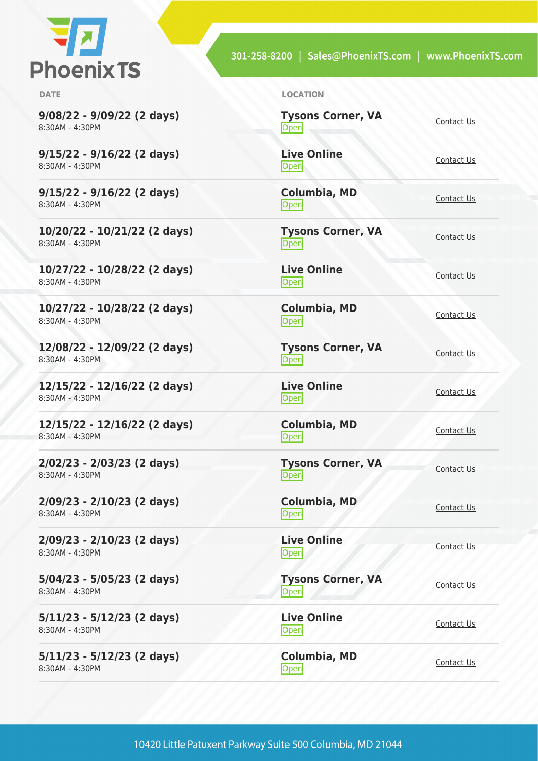| DATE | LOCATION | |
|---|---|---|
| **9/08/22 - 9/09/22 (2 days)** 8:30AM - 4:30PM | **Tysons Corner, VA** Open | Contact Us |
| **9/15/22 - 9/16/22 (2 days)** 8:30AM - 4:30PM | **Live Online** Open | Contact Us |
| **9/15/22 - 9/16/22 (2 days)** 8:30AM - 4:30PM | **Columbia, MD** Open | Contact Us |
| **10/20/22 - 10/21/22 (2 days)** 8:30AM - 4:30PM | **Tysons Corner, VA** Open | Contact Us |
| **10/27/22 - 10/28/22 (2 days)** 8:30AM - 4:30PM | **Live Online** Open | Contact Us |
| **10/27/22 - 10/28/22 (2 days)** 8:30AM - 4:30PM | **Columbia, MD** Open | Contact Us |
| **12/08/22 - 12/09/22 (2 days)** 8:30AM - 4:30PM | **Tysons Corner, VA** Open | Contact Us |
| **12/15/22 - 12/16/22 (2 days)** 8:30AM - 4:30PM | **Live Online** Open | Contact Us |
| **12/15/22 - 12/16/22 (2 days)** 8:30AM - 4:30PM | **Columbia, MD** Open | Contact Us |
| **2/02/23 - 2/03/23 (2 days)** 8:30AM - 4:30PM | **Tysons Corner, VA** Open | Contact Us |
| **2/09/23 - 2/10/23 (2 days)** 8:30AM - 4:30PM | **Columbia, MD** Open | Contact Us |
| **2/09/23 - 2/10/23 (2 days)** 8:30AM - 4:30PM | **Live Online** Open | Contact Us |
| **5/04/23 - 5/05/23 (2 days)** 8:30AM - 4:30PM | **Tysons Corner, VA** Open | Contact Us |
| **5/11/23 - 5/12/23 (2 days)** 8:30AM - 4:30PM | **Live Online** Open | Contact Us |
| **5/11/23 - 5/12/23 (2 days)** 8:30AM - 4:30PM | **Columbia, MD** Open | Contact Us |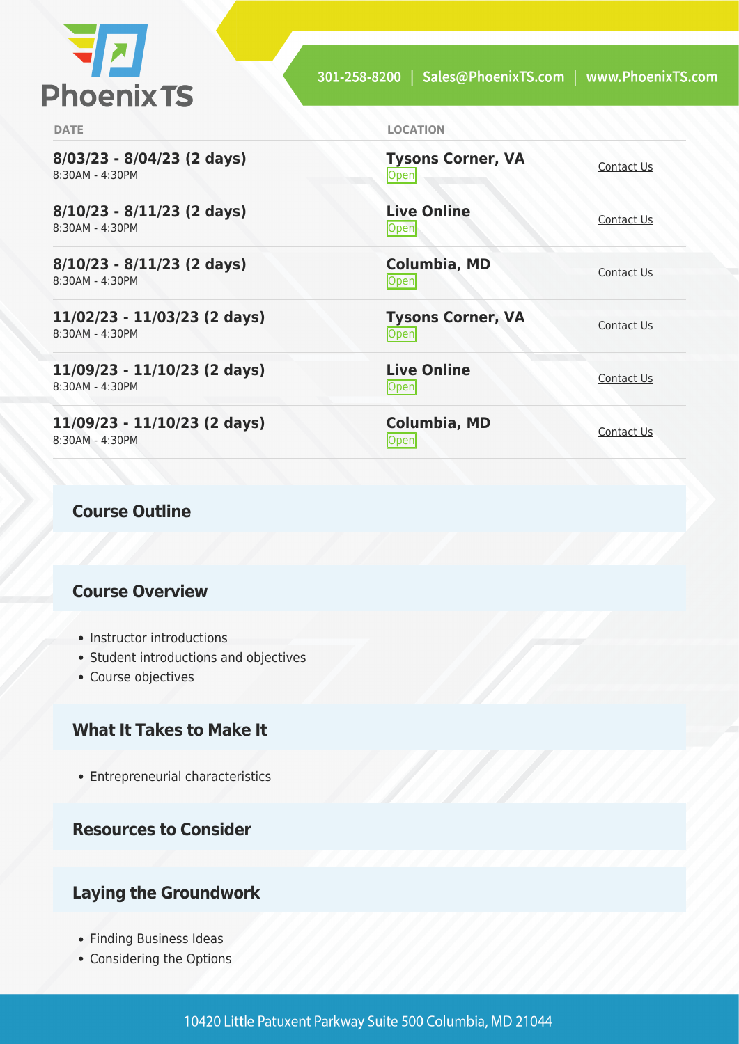| DATE | LOCATION | |
| --- | --- | --- |
| **8/03/23 - 8/04/23 (2 days)**<br>8:30AM - 4:30PM | **Tysons Corner, VA**<br>Open | Contact Us |
| **8/10/23 - 8/11/23 (2 days)**<br>8:30AM - 4:30PM | **Live Online**<br>Open | Contact Us |
| **8/10/23 - 8/11/23 (2 days)**<br>8:30AM - 4:30PM | **Columbia, MD**<br>Open | Contact Us |
| **11/02/23 - 11/03/23 (2 days)**<br>8:30AM - 4:30PM | **Tysons Corner, VA**<br>Open | Contact Us |
| **11/09/23 - 11/10/23 (2 days)**<br>8:30AM - 4:30PM | **Live Online**<br>Open | Contact Us |
| **11/09/23 - 11/10/23 (2 days)**<br>8:30AM - 4:30PM | **Columbia, MD**<br>Open | Contact Us |

## Course Outline

### Course Overview

- Instructor introductions
- Student introductions and objectives
- Course objectives

### What It Takes to Make It

- Entrepreneurial characteristics

### Resources to Consider

### Laying the Groundwork

- Finding Business Ideas
- Considering the Options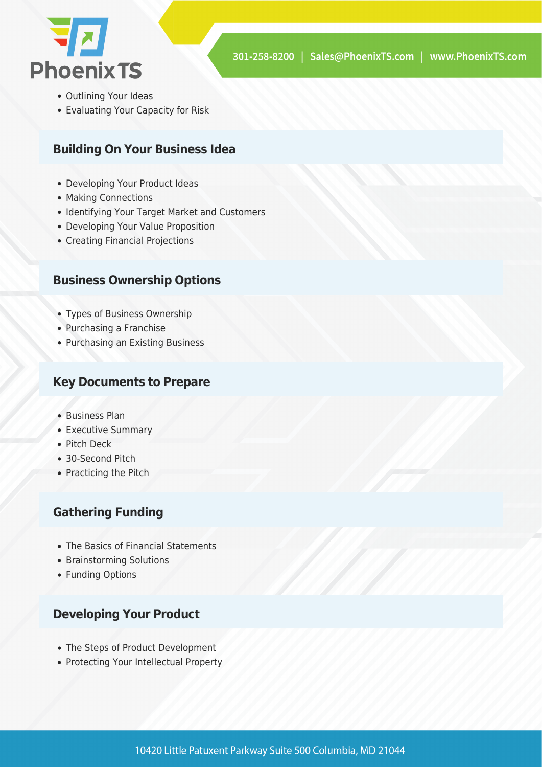- Outlining Your Ideas
- Evaluating Your Capacity for Risk

## Building On Your Business Idea

- Developing Your Product Ideas
- Making Connections
- Identifying Your Target Market and Customers
- Developing Your Value Proposition
- Creating Financial Projections

## Business Ownership Options

- Types of Business Ownership
- Purchasing a Franchise
- Purchasing an Existing Business

## Key Documents to Prepare

- Business Plan
- Executive Summary
- Pitch Deck
- 30-Second Pitch
- Practicing the Pitch

## Gathering Funding

- The Basics of Financial Statements
- Brainstorming Solutions
- Funding Options

## Developing Your Product

- The Steps of Product Development
- Protecting Your Intellectual Property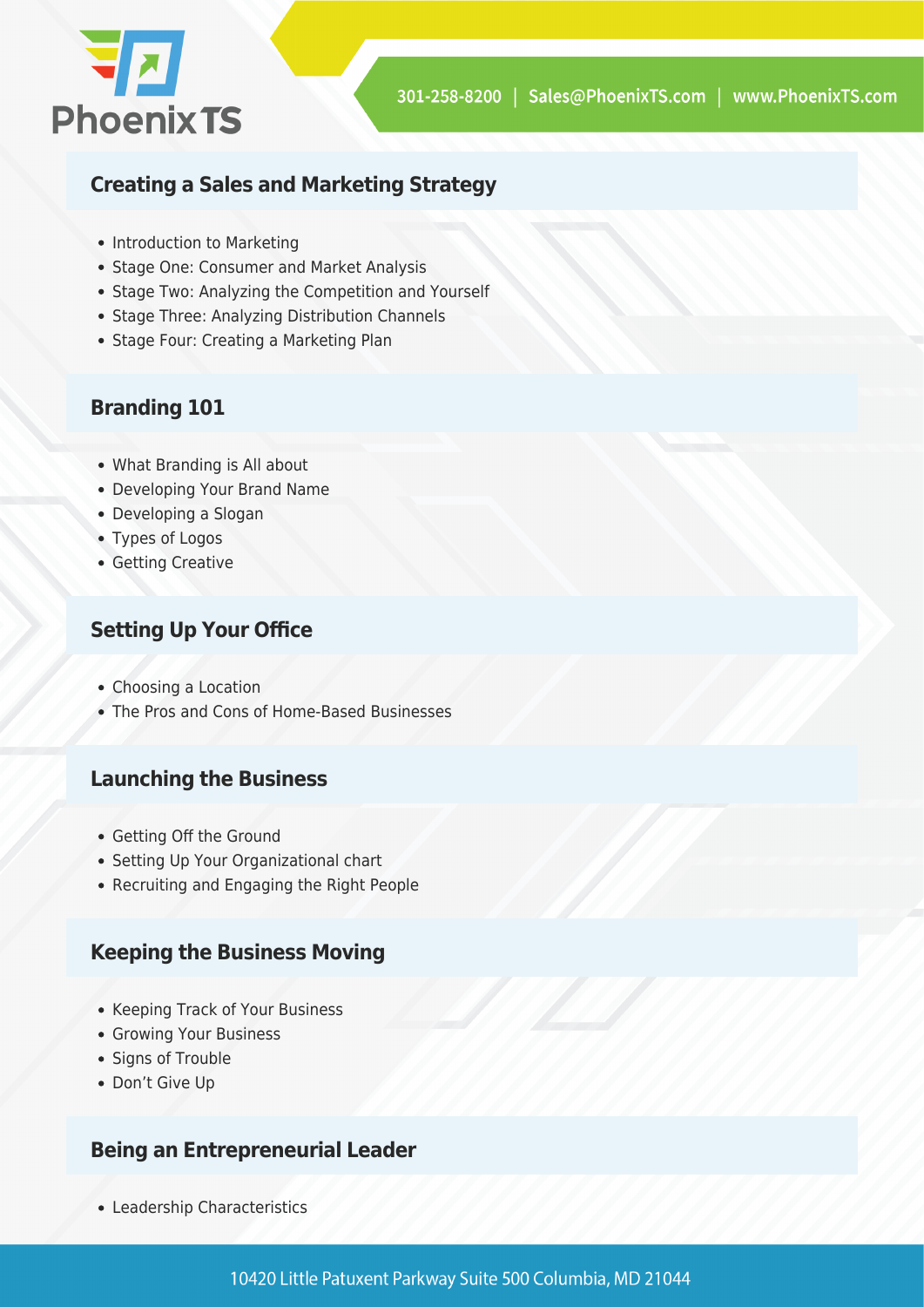## Creating a Sales and Marketing Strategy

- Introduction to Marketing
- Stage One: Consumer and Market Analysis
- Stage Two: Analyzing the Competition and Yourself
- Stage Three: Analyzing Distribution Channels
- Stage Four: Creating a Marketing Plan

## Branding 101

- What Branding is All about
- Developing Your Brand Name
- Developing a Slogan
- Types of Logos
- Getting Creative

## Setting Up Your Office

- Choosing a Location
- The Pros and Cons of Home-Based Businesses

## Launching the Business

- Getting Off the Ground
- Setting Up Your Organizational chart
- Recruiting and Engaging the Right People

## Keeping the Business Moving

- Keeping Track of Your Business
- Growing Your Business
- Signs of Trouble
- Don't Give Up

## Being an Entrepreneurial Leader

- Leadership Characteristics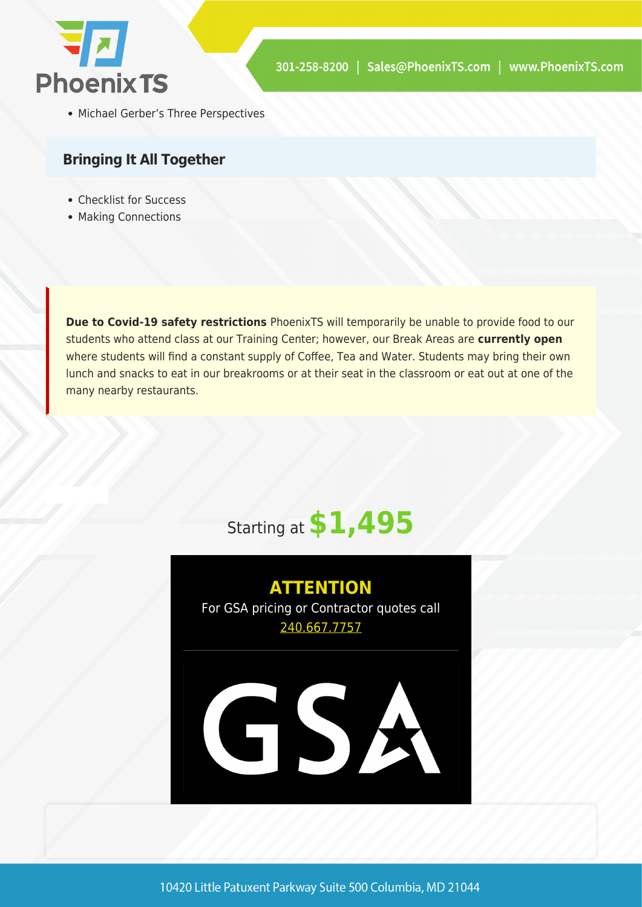- Michael Gerber's Three Perspectives

### Bringing It All Together

- Checklist for Success
- Making Connections

**Due to Covid-19 safety restrictions** PhoenixTS will temporarily be unable to provide food to our students who attend class at our Training Center; however, our Break Areas are **currently open** where students will find a constant supply of Coffee, Tea and Water. Students may bring their own lunch and snacks to eat in our breakrooms or at their seat in the classroom or eat out at one of the many nearby restaurants.

Starting at **$1,495**

**ATTENTION**

For GSA pricing or Contractor quotes call 240.667.7757

GSA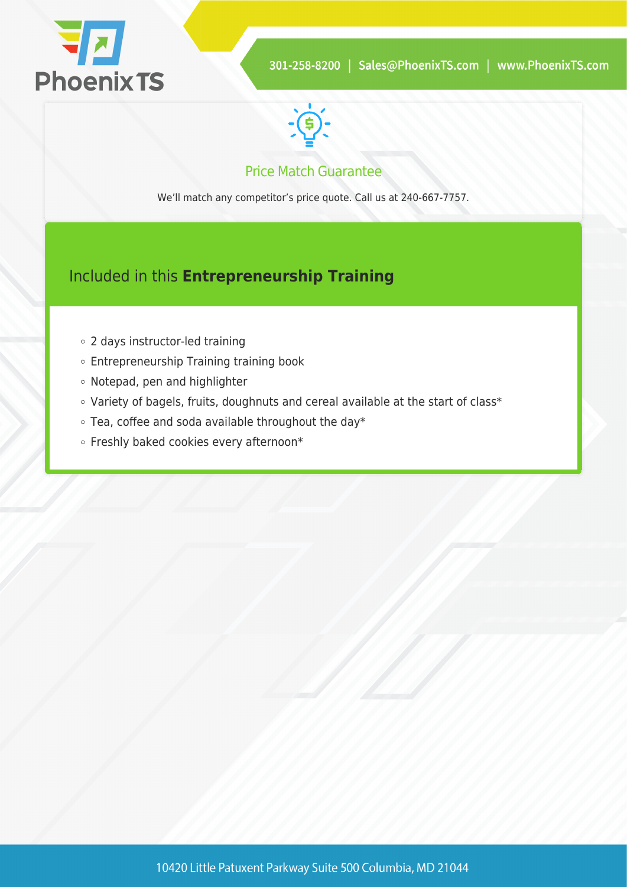## Price Match Guarantee

We'll match any competitor's price quote. Call us at 240-667-7757.

## Included in this **Entrepreneurship Training**

- 2 days instructor-led training
- Entrepreneurship Training training book
- Notepad, pen and highlighter
- Variety of bagels, fruits, doughnuts and cereal available at the start of class*
- Tea, coffee and soda available throughout the day*
- Freshly baked cookies every afternoon*